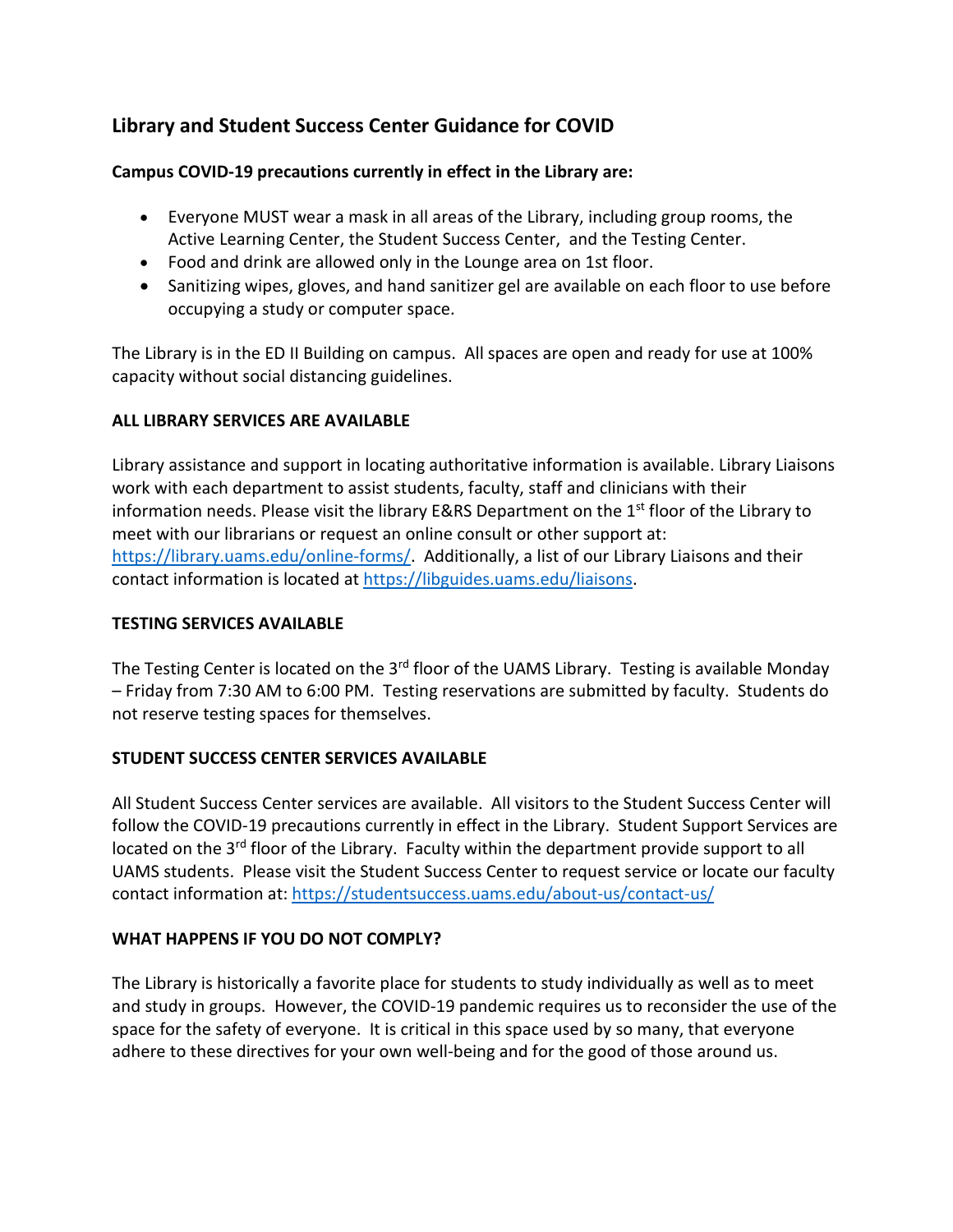# Library and Student Success Center Guidance for COVID

**Campus COVID-19 precautions currently in effect in the Library are:**

- Everyone MUST wear a mask in all areas of the Library, including group rooms, the Active Learning Center, the Student Success Center, and the Testing Center.
- Food and drink are allowed only in the Lounge area on 1st floor.
- Sanitizing wipes, gloves, and hand sanitizer gel are available on each floor to use before occupying a study or computer space.

The Library is in the ED II Building on campus. All spaces are open and ready for use at 100% capacity without social distancing guidelines.

**ALL LIBRARY SERVICES ARE AVAILABLE**

Library assistance and support in locating authoritative information is available. Library Liaisons work with each department to assist students, faculty, staff and clinicians with their information needs. Please visit the library E&RS Department on the 1st floor of the Library to meet with our librarians or request an online consult or other support at: https://library.uams.edu/online-forms/. Additionally, a list of our Library Liaisons and their contact information is located at https://libguides.uams.edu/liaisons.

**TESTING SERVICES AVAILABLE**

The Testing Center is located on the 3rd floor of the UAMS Library. Testing is available Monday – Friday from 7:30 AM to 6:00 PM. Testing reservations are submitted by faculty. Students do not reserve testing spaces for themselves.

**STUDENT SUCCESS CENTER SERVICES AVAILABLE**

All Student Success Center services are available. All visitors to the Student Success Center will follow the COVID-19 precautions currently in effect in the Library. Student Support Services are located on the 3rd floor of the Library. Faculty within the department provide support to all UAMS students. Please visit the Student Success Center to request service or locate our faculty contact information at: https://studentsuccess.uams.edu/about-us/contact-us/

**WHAT HAPPENS IF YOU DO NOT COMPLY?**

The Library is historically a favorite place for students to study individually as well as to meet and study in groups. However, the COVID-19 pandemic requires us to reconsider the use of the space for the safety of everyone. It is critical in this space used by so many, that everyone adhere to these directives for your own well-being and for the good of those around us.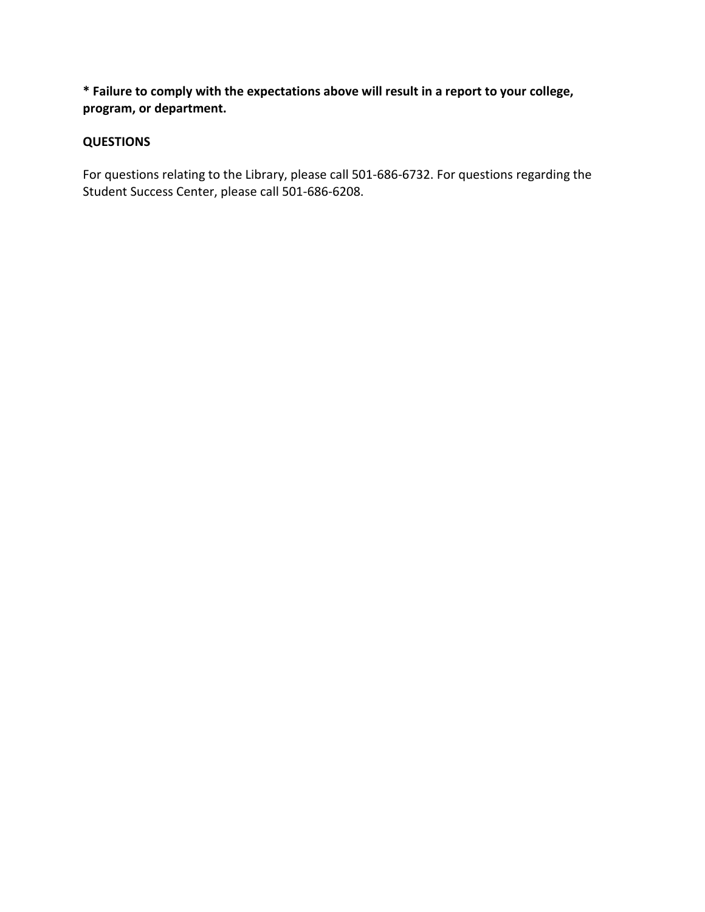**\* Failure to comply with the expectations above will result in a report to your college, program, or department.**

## QUESTIONS

For questions relating to the Library, please call 501-686-6732. For questions regarding the Student Success Center, please call 501-686-6208.